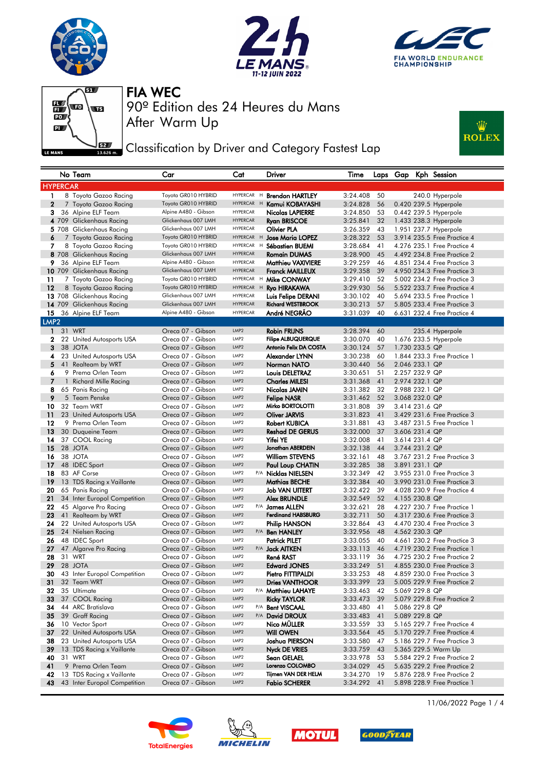# FIA WEC

## 90º Edition des 24 Heures du Mans

After Warm Up

### Classification by Driver and Category Fastest Lap

| No | Team | Car | Cat | | Driver | Time | Laps | Gap | Kph | Session |
|---|---|---|---|---|---|---|---|---|---|---|
| **HYPERCAR** | | | | | | | | | | |
| 1 | 8 Toyota Gazoo Racing | Toyota GR010 HYBRID | HYPERCAR | H | Brendon HARTLEY | 3:24.408 | 50 | | 240.0 | Hyperpole |
| 2 | 7 Toyota Gazoo Racing | Toyota GR010 HYBRID | HYPERCAR | H | Kamui KOBAYASHI | 3:24.828 | 56 | 0.420 | 239.5 | Hyperpole |
| 3 | 36 Alpine ELF Team | Alpine A480 - Gibson | HYPERCAR | | Nicolas LAPIERRE | 3:24.850 | 53 | 0.442 | 239.5 | Hyperpole |
| 4 | 709 Glickenhaus Racing | Glickenhaus 007 LMH | HYPERCAR | | Ryan BRISCOE | 3:25.841 | 32 | 1.433 | 238.3 | Hyperpole |
| 5 | 708 Glickenhaus Racing | Glickenhaus 007 LMH | HYPERCAR | | Olivier PLA | 3:26.359 | 43 | 1.951 | 237.7 | Hyperpole |
| 6 | 7 Toyota Gazoo Racing | Toyota GR010 HYBRID | HYPERCAR | H | Jose Maria LOPEZ | 3:28.322 | 53 | 3.914 | 235.5 | Free Practice 4 |
| 7 | 8 Toyota Gazoo Racing | Toyota GR010 HYBRID | HYPERCAR | H | Sébastien BUEMI | 3:28.684 | 41 | 4.276 | 235.1 | Free Practice 4 |
| 8 | 708 Glickenhaus Racing | Glickenhaus 007 LMH | HYPERCAR | | Romain DUMAS | 3:28.900 | 45 | 4.492 | 234.8 | Free Practice 2 |
| 9 | 36 Alpine ELF Team | Alpine A480 - Gibson | HYPERCAR | | Matthieu VAXIVIERE | 3:29.259 | 46 | 4.851 | 234.4 | Free Practice 3 |
| 10 | 709 Glickenhaus Racing | Glickenhaus 007 LMH | HYPERCAR | | Franck MAILLEUX | 3:29.358 | 39 | 4.950 | 234.3 | Free Practice 3 |
| 11 | 7 Toyota Gazoo Racing | Toyota GR010 HYBRID | HYPERCAR | H | Mike CONWAY | 3:29.410 | 52 | 5.002 | 234.2 | Free Practice 3 |
| 12 | 8 Toyota Gazoo Racing | Toyota GR010 HYBRID | HYPERCAR | H | Ryo HIRAKAWA | 3:29.930 | 56 | 5.522 | 233.7 | Free Practice 4 |
| 13 | 708 Glickenhaus Racing | Glickenhaus 007 LMH | HYPERCAR | | Luis Felipe DERANI | 3:30.102 | 40 | 5.694 | 233.5 | Free Practice 1 |
| 14 | 709 Glickenhaus Racing | Glickenhaus 007 LMH | HYPERCAR | | Richard WESTBROOK | 3:30.213 | 57 | 5.805 | 233.4 | Free Practice 3 |
| 15 | 36 Alpine ELF Team | Alpine A480 - Gibson | HYPERCAR | | André NEGRÃO | 3:31.039 | 40 | 6.631 | 232.4 | Free Practice 4 |
| **LMP2** | | | | | | | | | | |
| 1 | 31 WRT | Oreca 07 - Gibson | LMP2 | | Robin FRIJNS | 3:28.394 | 60 | | 235.4 | Hyperpole |
| 2 | 22 United Autosports USA | Oreca 07 - Gibson | LMP2 | | Filipe ALBUQUERQUE | 3:30.070 | 40 | 1.676 | 233.5 | Hyperpole |
| 3 | 38 JOTA | Oreca 07 - Gibson | LMP2 | | Antonio Felix DA COSTA | 3:30.124 | 57 | 1.730 | 233.5 | QP |
| 4 | 23 United Autosports USA | Oreca 07 - Gibson | LMP2 | | Alexander LYNN | 3:30.238 | 60 | 1.844 | 233.3 | Free Practice 1 |
| 5 | 41 Realteam by WRT | Oreca 07 - Gibson | LMP2 | | Norman NATO | 3:30.440 | 56 | 2.046 | 233.1 | QP |
| 6 | 9 Prema Orlen Team | Oreca 07 - Gibson | LMP2 | | Louis DELETRAZ | 3:30.651 | 51 | 2.257 | 232.9 | QP |
| 7 | 1 Richard Mille Racing | Oreca 07 - Gibson | LMP2 | | Charles MILESI | 3:31.368 | 41 | 2.974 | 232.1 | QP |
| 8 | 65 Panis Racing | Oreca 07 - Gibson | LMP2 | | Nicolas JAMIN | 3:31.382 | 32 | 2.988 | 232.1 | QP |
| 9 | 5 Team Penske | Oreca 07 - Gibson | LMP2 | | Felipe NASR | 3:31.462 | 52 | 3.068 | 232.0 | QP |
| 10 | 32 Team WRT | Oreca 07 - Gibson | LMP2 | | Mirko BORTOLOTTI | 3:31.808 | 39 | 3.414 | 231.6 | QP |
| 11 | 23 United Autosports USA | Oreca 07 - Gibson | LMP2 | | Oliver JARVIS | 3:31.823 | 41 | 3.429 | 231.6 | Free Practice 3 |
| 12 | 9 Prema Orlen Team | Oreca 07 - Gibson | LMP2 | | Robert KUBICA | 3:31.881 | 43 | 3.487 | 231.5 | Free Practice 1 |
| 13 | 30 Duqueine Team | Oreca 07 - Gibson | LMP2 | | Reshad DE GERUS | 3:32.000 | 37 | 3.606 | 231.4 | QP |
| 14 | 37 COOL Racing | Oreca 07 - Gibson | LMP2 | | Yifei YE | 3:32.008 | 41 | 3.614 | 231.4 | QP |
| 15 | 28 JOTA | Oreca 07 - Gibson | LMP2 | | Jonathan ABERDEIN | 3:32.138 | 44 | 3.744 | 231.2 | QP |
| 16 | 38 JOTA | Oreca 07 - Gibson | LMP2 | | William STEVENS | 3:32.161 | 48 | 3.767 | 231.2 | Free Practice 3 |
| 17 | 48 IDEC Sport | Oreca 07 - Gibson | LMP2 | | Paul Loup CHATIN | 3:32.285 | 38 | 3.891 | 231.1 | QP |
| 18 | 83 AF Corse | Oreca 07 - Gibson | LMP2 | P/A | Nicklas NIELSEN | 3:32.349 | 42 | 3.955 | 231.0 | Free Practice 3 |
| 19 | 13 TDS Racing x Vaillante | Oreca 07 - Gibson | LMP2 | | Mathias BECHE | 3:32.384 | 40 | 3.990 | 231.0 | Free Practice 3 |
| 20 | 65 Panis Racing | Oreca 07 - Gibson | LMP2 | | Job VAN UITERT | 3:32.422 | 39 | 4.028 | 230.9 | Free Practice 4 |
| 21 | 34 Inter Europol Competition | Oreca 07 - Gibson | LMP2 | | Alex BRUNDLE | 3:32.549 | 52 | 4.155 | 230.8 | QP |
| 22 | 45 Algarve Pro Racing | Oreca 07 - Gibson | LMP2 | P/A | James ALLEN | 3:32.621 | 28 | 4.227 | 230.7 | Free Practice 1 |
| 23 | 41 Realteam by WRT | Oreca 07 - Gibson | LMP2 | | Ferdinand HABSBURG | 3:32.711 | 50 | 4.317 | 230.6 | Free Practice 3 |
| 24 | 22 United Autosports USA | Oreca 07 - Gibson | LMP2 | | Philip HANSON | 3:32.864 | 43 | 4.470 | 230.4 | Free Practice 3 |
| 25 | 24 Nielsen Racing | Oreca 07 - Gibson | LMP2 | P/A | Ben HANLEY | 3:32.956 | 48 | 4.562 | 230.3 | QP |
| 26 | 48 IDEC Sport | Oreca 07 - Gibson | LMP2 | | Patrick PILET | 3:33.055 | 40 | 4.661 | 230.2 | Free Practice 3 |
| 27 | 47 Algarve Pro Racing | Oreca 07 - Gibson | LMP2 | P/A | Jack AITKEN | 3:33.113 | 46 | 4.719 | 230.2 | Free Practice 1 |
| 28 | 31 WRT | Oreca 07 - Gibson | LMP2 | | René RAST | 3:33.119 | 36 | 4.725 | 230.2 | Free Practice 2 |
| 29 | 28 JOTA | Oreca 07 - Gibson | LMP2 | | Edward JONES | 3:33.249 | 51 | 4.855 | 230.0 | Free Practice 3 |
| 30 | 43 Inter Europol Competition | Oreca 07 - Gibson | LMP2 | | Pietro FITTIPALDI | 3:33.253 | 48 | 4.859 | 230.0 | Free Practice 3 |
| 31 | 32 Team WRT | Oreca 07 - Gibson | LMP2 | | Dries VANTHOOR | 3:33.399 | 23 | 5.005 | 229.9 | Free Practice 2 |
| 32 | 35 Ultimate | Oreca 07 - Gibson | LMP2 | P/A | Matthieu LAHAYE | 3:33.463 | 42 | 5.069 | 229.8 | QP |
| 33 | 37 COOL Racing | Oreca 07 - Gibson | LMP2 | | Ricky TAYLOR | 3:33.473 | 39 | 5.079 | 229.8 | Free Practice 2 |
| 34 | 44 ARC Bratislava | Oreca 07 - Gibson | LMP2 | P/A | Bent VISCAAL | 3:33.480 | 41 | 5.086 | 229.8 | QP |
| 35 | 39 Graff Racing | Oreca 07 - Gibson | LMP2 | P/A | David DROUX | 3:33.483 | 41 | 5.089 | 229.8 | QP |
| 36 | 10 Vector Sport | Oreca 07 - Gibson | LMP2 | | Nico MÜLLER | 3:33.559 | 33 | 5.165 | 229.7 | Free Practice 4 |
| 37 | 22 United Autosports USA | Oreca 07 - Gibson | LMP2 | | Will OWEN | 3:33.564 | 45 | 5.170 | 229.7 | Free Practice 4 |
| 38 | 23 United Autosports USA | Oreca 07 - Gibson | LMP2 | | Joshua PIERSON | 3:33.580 | 47 | 5.186 | 229.7 | Free Practice 3 |
| 39 | 13 TDS Racing x Vaillante | Oreca 07 - Gibson | LMP2 | | Nyck DE VRIES | 3:33.759 | 43 | 5.365 | 229.5 | Warm Up |
| 40 | 31 WRT | Oreca 07 - Gibson | LMP2 | | Sean GELAEL | 3:33.978 | 53 | 5.584 | 229.2 | Free Practice 2 |
| 41 | 9 Prema Orlen Team | Oreca 07 - Gibson | LMP2 | | Lorenzo COLOMBO | 3:34.029 | 45 | 5.635 | 229.2 | Free Practice 2 |
| 42 | 13 TDS Racing x Vaillante | Oreca 07 - Gibson | LMP2 | | Tijmen VAN DER HELM | 3:34.270 | 19 | 5.876 | 228.9 | Free Practice 2 |
| 43 | 43 Inter Europol Competition | Oreca 07 - Gibson | LMP2 | | Fabio SCHERER | 3:34.292 | 41 | 5.898 | 228.9 | Free Practice 1 |

11/06/2022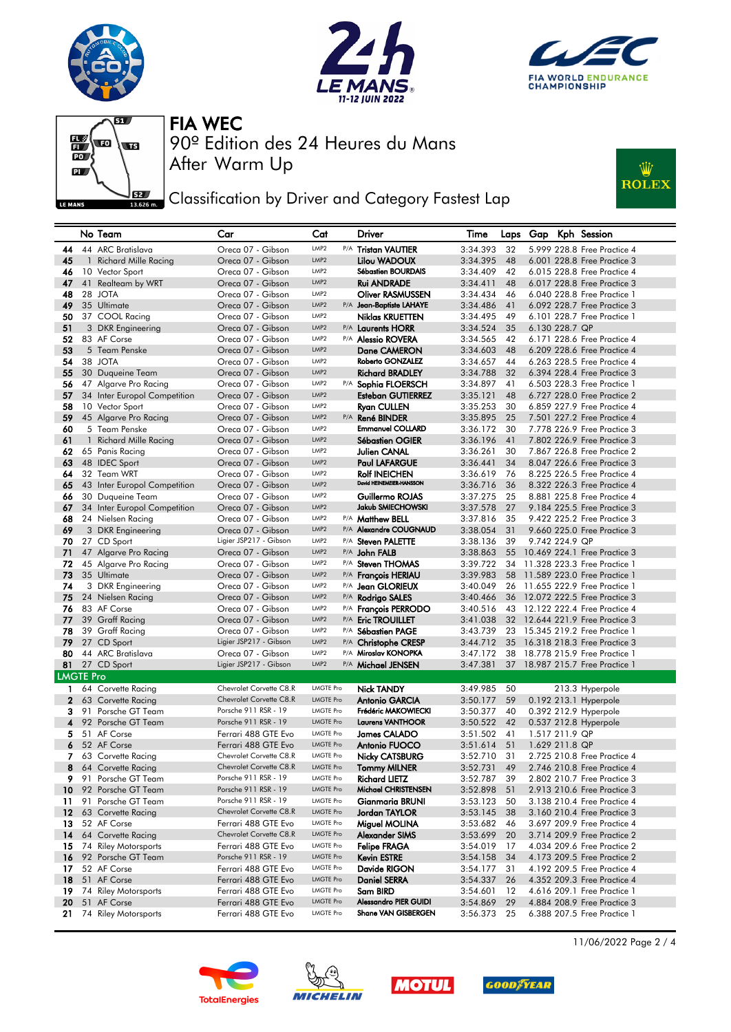# FIA WEC

## 90º Edition des 24 Heures du Mans

## After Warm Up

### Classification by Driver and Category Fastest Lap

| | No | Team | Car | Cat | | Driver | Time | Laps | Gap | Kph | Session |
|---|---|---|---|---|---|---|---|---|---|---|---|
| 44 | 44 | ARC Bratislava | Oreca 07 - Gibson | LMP2 | P/A | Tristan VAUTIER | 3:34.393 | 32 | 5.999 | 228.8 | Free Practice 4 |
| 45 | 1 | Richard Mille Racing | Oreca 07 - Gibson | LMP2 | | Lilou WADOUX | 3:34.395 | 48 | 6.001 | 228.8 | Free Practice 3 |
| 46 | 10 | Vector Sport | Oreca 07 - Gibson | LMP2 | | Sébastien BOURDAIS | 3:34.409 | 42 | 6.015 | 228.8 | Free Practice 4 |
| 47 | 41 | Realteam by WRT | Oreca 07 - Gibson | LMP2 | | Rui ANDRADE | 3:34.411 | 48 | 6.017 | 228.8 | Free Practice 3 |
| 48 | 28 | JOTA | Oreca 07 - Gibson | LMP2 | | Oliver RASMUSSEN | 3:34.434 | 46 | 6.040 | 228.8 | Free Practice 1 |
| 49 | 35 | Ultimate | Oreca 07 - Gibson | LMP2 | P/A | Jean-Baptiste LAHAYE | 3:34.486 | 41 | 6.092 | 228.7 | Free Practice 3 |
| 50 | 37 | COOL Racing | Oreca 07 - Gibson | LMP2 | | Niklas KRUETTEN | 3:34.495 | 49 | 6.101 | 228.7 | Free Practice 1 |
| 51 | 3 | DKR Engineering | Oreca 07 - Gibson | LMP2 | P/A | Laurents HORR | 3:34.524 | 35 | 6.130 | 228.7 | QP |
| 52 | 83 | AF Corse | Oreca 07 - Gibson | LMP2 | P/A | Alessio ROVERA | 3:34.565 | 42 | 6.171 | 228.6 | Free Practice 4 |
| 53 | 5 | Team Penske | Oreca 07 - Gibson | LMP2 | | Dane CAMERON | 3:34.603 | 48 | 6.209 | 228.6 | Free Practice 3 |
| 54 | 38 | JOTA | Oreca 07 - Gibson | LMP2 | | Roberto GONZALEZ | 3:34.657 | 44 | 6.263 | 228.5 | Free Practice 4 |
| 55 | 30 | Duqueine Team | Oreca 07 - Gibson | LMP2 | | Richard BRADLEY | 3:34.788 | 32 | 6.394 | 228.4 | Free Practice 3 |
| 56 | 47 | Algarve Pro Racing | Oreca 07 - Gibson | LMP2 | P/A | Sophia FLOERSCH | 3:34.897 | 41 | 6.503 | 228.3 | Free Practice 1 |
| 57 | 34 | Inter Europol Competition | Oreca 07 - Gibson | LMP2 | | Esteban GUTIERREZ | 3:35.121 | 48 | 6.727 | 228.0 | Free Practice 2 |
| 58 | 10 | Vector Sport | Oreca 07 - Gibson | LMP2 | | Ryan CULLEN | 3:35.253 | 30 | 6.859 | 227.9 | Free Practice 4 |
| 59 | 45 | Algarve Pro Racing | Oreca 07 - Gibson | LMP2 | P/A | René BINDER | 3:35.895 | 25 | 7.501 | 227.2 | Free Practice 4 |
| 60 | 5 | Team Penske | Oreca 07 - Gibson | LMP2 | | Emmanuel COLLARD | 3:36.172 | 30 | 7.778 | 226.9 | Free Practice 3 |
| 61 | 1 | Richard Mille Racing | Oreca 07 - Gibson | LMP2 | | Sébastien OGIER | 3:36.196 | 41 | 7.802 | 226.9 | Free Practice 3 |
| 62 | 65 | Panis Racing | Oreca 07 - Gibson | LMP2 | | Julien CANAL | 3:36.261 | 30 | 7.867 | 226.8 | Free Practice 2 |
| 63 | 48 | IDEC Sport | Oreca 07 - Gibson | LMP2 | | Paul LAFARGUE | 3:36.441 | 34 | 8.047 | 226.6 | Free Practice 3 |
| 64 | 32 | Team WRT | Oreca 07 - Gibson | LMP2 | | Rolf INEICHEN | 3:36.619 | 76 | 8.225 | 226.5 | Free Practice 4 |
| 65 | 43 | Inter Europol Competition | Oreca 07 - Gibson | LMP2 | | David HEINEMEIER-HANSSON | 3:36.716 | 36 | 8.322 | 226.3 | Free Practice 3 |
| 66 | 30 | Duqueine Team | Oreca 07 - Gibson | LMP2 | | Guillermo ROJAS | 3:37.275 | 25 | 8.881 | 225.8 | Free Practice 4 |
| 67 | 34 | Inter Europol Competition | Oreca 07 - Gibson | LMP2 | | Jakub SMIECHOWSKI | 3:37.578 | 27 | 9.184 | 225.5 | Free Practice 3 |
| 68 | 24 | Nielsen Racing | Oreca 07 - Gibson | LMP2 | P/A | Matthew BELL | 3:37.816 | 35 | 9.422 | 225.2 | Free Practice 3 |
| 69 | 3 | DKR Engineering | Oreca 07 - Gibson | LMP2 | P/A | Alexandre COUGNAUD | 3:38.054 | 31 | 9.660 | 225.0 | Free Practice 3 |
| 70 | 27 | CD Sport | Ligier JSP217 - Gibson | LMP2 | P/A | Steven PALETTE | 3:38.136 | 39 | 9.742 | 224.9 | QP |
| 71 | 47 | Algarve Pro Racing | Oreca 07 - Gibson | LMP2 | P/A | John FALB | 3:38.863 | 55 | 10.469 | 224.1 | Free Practice 3 |
| 72 | 45 | Algarve Pro Racing | Oreca 07 - Gibson | LMP2 | P/A | Steven THOMAS | 3:39.722 | 34 | 11.328 | 223.3 | Free Practice 3 |
| 73 | 35 | Ultimate | Oreca 07 - Gibson | LMP2 | P/A | François HERIAU | 3:39.983 | 58 | 11.589 | 223.0 | Free Practice 1 |
| 74 | 3 | DKR Engineering | Oreca 07 - Gibson | LMP2 | P/A | Jean GLORIEUX | 3:40.049 | 26 | 11.655 | 222.9 | Free Practice 1 |
| 75 | 24 | Nielsen Racing | Oreca 07 - Gibson | LMP2 | P/A | Rodrigo SALES | 3:40.466 | 36 | 12.072 | 222.5 | Free Practice 3 |
| 76 | 83 | AF Corse | Oreca 07 - Gibson | LMP2 | P/A | François PERRODO | 3:40.516 | 43 | 12.122 | 222.4 | Free Practice 4 |
| 77 | 39 | Graff Racing | Oreca 07 - Gibson | LMP2 | P/A | Eric TROUILLET | 3:41.038 | 32 | 12.644 | 221.9 | Free Practice 3 |
| 78 | 39 | Graff Racing | Oreca 07 - Gibson | LMP2 | P/A | Sébastien PAGE | 3:43.739 | 23 | 15.345 | 219.2 | Free Practice 1 |
| 79 | 27 | CD Sport | Ligier JSP217 - Gibson | LMP2 | P/A | Christophe CRESP | 3:44.712 | 35 | 16.318 | 218.3 | Free Practice 3 |
| 80 | 44 | ARC Bratislava | Oreca 07 - Gibson | LMP2 | P/A | Miroslav KONOPKA | 3:47.172 | 38 | 18.778 | 215.9 | Free Practice 1 |
| 81 | 27 | CD Sport | Ligier JSP217 - Gibson | LMP2 | P/A | Michael JENSEN | 3:47.381 | 37 | 18.987 | 215.7 | Free Practice 1 |
| **LMGTE Pro** | | | | | | | | | | | |
| 1 | 64 | Corvette Racing | Chevrolet Corvette C8.R | LMGTE Pro | | Nick TANDY | 3:49.985 | 50 | | 213.3 | Hyperpole |
| 2 | 63 | Corvette Racing | Chevrolet Corvette C8.R | LMGTE Pro | | Antonio GARCIA | 3:50.177 | 59 | 0.192 | 213.1 | Hyperpole |
| 3 | 91 | Porsche GT Team | Porsche 911 RSR - 19 | LMGTE Pro | | Frédéric MAKOWIECKI | 3:50.377 | 40 | 0.392 | 212.9 | Hyperpole |
| 4 | 92 | Porsche GT Team | Porsche 911 RSR - 19 | LMGTE Pro | | Laurens VANTHOOR | 3:50.522 | 42 | 0.537 | 212.8 | Hyperpole |
| 5 | 51 | AF Corse | Ferrari 488 GTE Evo | LMGTE Pro | | James CALADO | 3:51.502 | 41 | 1.517 | 211.9 | QP |
| 6 | 52 | AF Corse | Ferrari 488 GTE Evo | LMGTE Pro | | Antonio FUOCO | 3:51.614 | 51 | 1.629 | 211.8 | QP |
| 7 | 63 | Corvette Racing | Chevrolet Corvette C8.R | LMGTE Pro | | Nicky CATSBURG | 3:52.710 | 31 | 2.725 | 210.8 | Free Practice 4 |
| 8 | 64 | Corvette Racing | Chevrolet Corvette C8.R | LMGTE Pro | | Tommy MILNER | 3:52.731 | 49 | 2.746 | 210.8 | Free Practice 4 |
| 9 | 91 | Porsche GT Team | Porsche 911 RSR - 19 | LMGTE Pro | | Richard LIETZ | 3:52.787 | 39 | 2.802 | 210.7 | Free Practice 3 |
| 10 | 92 | Porsche GT Team | Porsche 911 RSR - 19 | LMGTE Pro | | Michael CHRISTENSEN | 3:52.898 | 51 | 2.913 | 210.6 | Free Practice 3 |
| 11 | 91 | Porsche GT Team | Porsche 911 RSR - 19 | LMGTE Pro | | Gianmaria BRUNI | 3:53.123 | 50 | 3.138 | 210.4 | Free Practice 4 |
| 12 | 63 | Corvette Racing | Chevrolet Corvette C8.R | LMGTE Pro | | Jordan TAYLOR | 3:53.145 | 38 | 3.160 | 210.4 | Free Practice 3 |
| 13 | 52 | AF Corse | Ferrari 488 GTE Evo | LMGTE Pro | | Miguel MOLINA | 3:53.682 | 46 | 3.697 | 209.9 | Free Practice 4 |
| 14 | 64 | Corvette Racing | Chevrolet Corvette C8.R | LMGTE Pro | | Alexander SIMS | 3:53.699 | 20 | 3.714 | 209.9 | Free Practice 2 |
| 15 | 74 | Riley Motorsports | Ferrari 488 GTE Evo | LMGTE Pro | | Felipe FRAGA | 3:54.019 | 17 | 4.034 | 209.6 | Free Practice 2 |
| 16 | 92 | Porsche GT Team | Porsche 911 RSR - 19 | LMGTE Pro | | Kevin ESTRE | 3:54.158 | 34 | 4.173 | 209.5 | Free Practice 2 |
| 17 | 52 | AF Corse | Ferrari 488 GTE Evo | LMGTE Pro | | Davide RIGON | 3:54.177 | 31 | 4.192 | 209.5 | Free Practice 4 |
| 18 | 51 | AF Corse | Ferrari 488 GTE Evo | LMGTE Pro | | Daniel SERRA | 3:54.337 | 26 | 4.352 | 209.3 | Free Practice 4 |
| 19 | 74 | Riley Motorsports | Ferrari 488 GTE Evo | LMGTE Pro | | Sam BIRD | 3:54.601 | 12 | 4.616 | 209.1 | Free Practice 1 |
| 20 | 51 | AF Corse | Ferrari 488 GTE Evo | LMGTE Pro | | Alessandro PIER GUIDI | 3:54.869 | 29 | 4.884 | 208.9 | Free Practice 3 |
| 21 | 74 | Riley Motorsports | Ferrari 488 GTE Evo | LMGTE Pro | | Shane VAN GISBERGEN | 3:56.373 | 25 | 6.388 | 207.5 | Free Practice 1 |

11/06/2022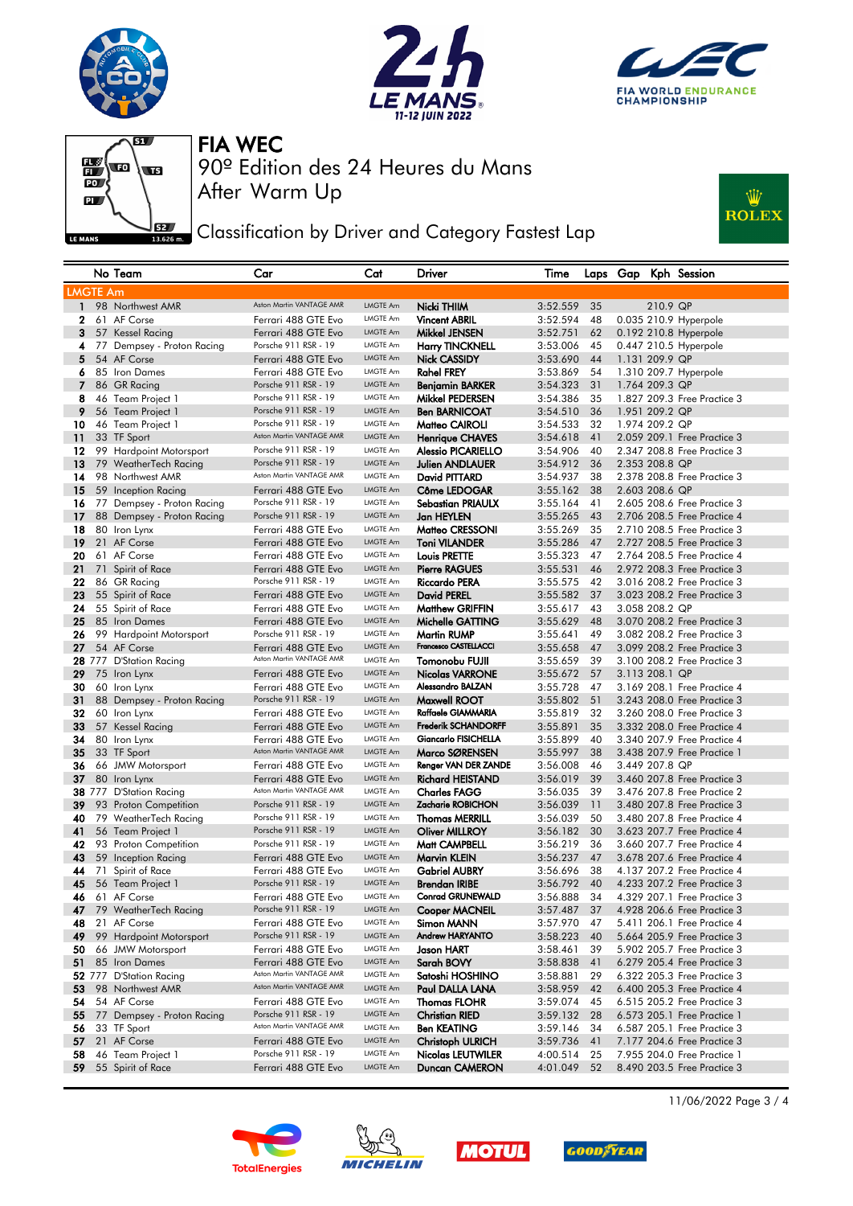# FIA WEC

## 90º Edition des 24 Heures du Mans

After Warm Up

### Classification by Driver and Category Fastest Lap

| | No | Team | Car | Cat | Driver | Time | Laps | Gap | Kph | Session |
|---|---|---|---|---|---|---|---|---|---|---|
| **LMGTE Am** | | | | | | | | | | |
| 1 | 98 | Northwest AMR | Aston Martin VANTAGE AMR | LMGTE Am | Nicki THIIM | 3:52.559 | 35 | | 210.9 | QP |
| 2 | 61 | AF Corse | Ferrari 488 GTE Evo | LMGTE Am | Vincent ABRIL | 3:52.594 | 48 | 0.035 | 210.9 | Hyperpole |
| 3 | 57 | Kessel Racing | Ferrari 488 GTE Evo | LMGTE Am | Mikkel JENSEN | 3:52.751 | 62 | 0.192 | 210.8 | Hyperpole |
| 4 | 77 | Dempsey - Proton Racing | Porsche 911 RSR - 19 | LMGTE Am | Harry TINCKNELL | 3:53.006 | 45 | 0.447 | 210.5 | Hyperpole |
| 5 | 54 | AF Corse | Ferrari 488 GTE Evo | LMGTE Am | Nick CASSIDY | 3:53.690 | 44 | 1.131 | 209.9 | QP |
| 6 | 85 | Iron Dames | Ferrari 488 GTE Evo | LMGTE Am | Rahel FREY | 3:53.869 | 54 | 1.310 | 209.7 | Hyperpole |
| 7 | 86 | GR Racing | Porsche 911 RSR - 19 | LMGTE Am | Benjamin BARKER | 3:54.323 | 31 | 1.764 | 209.3 | QP |
| 8 | 46 | Team Project 1 | Porsche 911 RSR - 19 | LMGTE Am | Mikkel PEDERSEN | 3:54.386 | 35 | 1.827 | 209.3 | Free Practice 3 |
| 9 | 56 | Team Project 1 | Porsche 911 RSR - 19 | LMGTE Am | Ben BARNICOAT | 3:54.510 | 36 | 1.951 | 209.2 | QP |
| 10 | 46 | Team Project 1 | Porsche 911 RSR - 19 | LMGTE Am | Matteo CAIROLI | 3:54.533 | 32 | 1.974 | 209.2 | QP |
| 11 | 33 | TF Sport | Aston Martin VANTAGE AMR | LMGTE Am | Henrique CHAVES | 3:54.618 | 41 | 2.059 | 209.1 | Free Practice 3 |
| 12 | 99 | Hardpoint Motorsport | Porsche 911 RSR - 19 | LMGTE Am | Alessio PICARIELLO | 3:54.906 | 40 | 2.347 | 208.8 | Free Practice 3 |
| 13 | 79 | WeatherTech Racing | Porsche 911 RSR - 19 | LMGTE Am | Julien ANDLAUER | 3:54.912 | 36 | 2.353 | 208.8 | QP |
| 14 | 98 | Northwest AMR | Aston Martin VANTAGE AMR | LMGTE Am | David PITTARD | 3:54.937 | 38 | 2.378 | 208.8 | Free Practice 3 |
| 15 | 59 | Inception Racing | Ferrari 488 GTE Evo | LMGTE Am | Côme LEDOGAR | 3:55.162 | 38 | 2.603 | 208.6 | QP |
| 16 | 77 | Dempsey - Proton Racing | Porsche 911 RSR - 19 | LMGTE Am | Sebastian PRIAULX | 3:55.164 | 41 | 2.605 | 208.6 | Free Practice 3 |
| 17 | 88 | Dempsey - Proton Racing | Porsche 911 RSR - 19 | LMGTE Am | Jan HEYLEN | 3:55.265 | 43 | 2.706 | 208.5 | Free Practice 4 |
| 18 | 80 | Iron Lynx | Ferrari 488 GTE Evo | LMGTE Am | Matteo CRESSONI | 3:55.269 | 35 | 2.710 | 208.5 | Free Practice 3 |
| 19 | 21 | AF Corse | Ferrari 488 GTE Evo | LMGTE Am | Toni VILANDER | 3:55.286 | 47 | 2.727 | 208.5 | Free Practice 3 |
| 20 | 61 | AF Corse | Ferrari 488 GTE Evo | LMGTE Am | Louis PRETTE | 3:55.323 | 47 | 2.764 | 208.5 | Free Practice 4 |
| 21 | 71 | Spirit of Race | Ferrari 488 GTE Evo | LMGTE Am | Pierre RAGUES | 3:55.531 | 46 | 2.972 | 208.3 | Free Practice 3 |
| 22 | 86 | GR Racing | Porsche 911 RSR - 19 | LMGTE Am | Riccardo PERA | 3:55.575 | 42 | 3.016 | 208.2 | Free Practice 3 |
| 23 | 55 | Spirit of Race | Ferrari 488 GTE Evo | LMGTE Am | David PEREL | 3:55.582 | 37 | 3.023 | 208.2 | Free Practice 3 |
| 24 | 55 | Spirit of Race | Ferrari 488 GTE Evo | LMGTE Am | Matthew GRIFFIN | 3:55.617 | 43 | 3.058 | 208.2 | QP |
| 25 | 85 | Iron Dames | Ferrari 488 GTE Evo | LMGTE Am | Michelle GATTING | 3:55.629 | 48 | 3.070 | 208.2 | Free Practice 3 |
| 26 | 99 | Hardpoint Motorsport | Porsche 911 RSR - 19 | LMGTE Am | Martin RUMP | 3:55.641 | 49 | 3.082 | 208.2 | Free Practice 3 |
| 27 | 54 | AF Corse | Ferrari 488 GTE Evo | LMGTE Am | Francesco CASTELLACCI | 3:55.658 | 47 | 3.099 | 208.2 | Free Practice 3 |
| 28 | 777 | D'Station Racing | Aston Martin VANTAGE AMR | LMGTE Am | Tomonobu FUJII | 3:55.659 | 39 | 3.100 | 208.2 | Free Practice 3 |
| 29 | 75 | Iron Lynx | Ferrari 488 GTE Evo | LMGTE Am | Nicolas VARRONE | 3:55.672 | 57 | 3.113 | 208.1 | QP |
| 30 | 60 | Iron Lynx | Ferrari 488 GTE Evo | LMGTE Am | Alessandro BALZAN | 3:55.728 | 47 | 3.169 | 208.1 | Free Practice 4 |
| 31 | 88 | Dempsey - Proton Racing | Porsche 911 RSR - 19 | LMGTE Am | Maxwell ROOT | 3:55.802 | 51 | 3.243 | 208.0 | Free Practice 3 |
| 32 | 60 | Iron Lynx | Ferrari 488 GTE Evo | LMGTE Am | Raffaele GIAMMARIA | 3:55.819 | 32 | 3.260 | 208.0 | Free Practice 3 |
| 33 | 57 | Kessel Racing | Ferrari 488 GTE Evo | LMGTE Am | Frederik SCHANDORFF | 3:55.891 | 35 | 3.332 | 208.0 | Free Practice 4 |
| 34 | 80 | Iron Lynx | Ferrari 488 GTE Evo | LMGTE Am | Giancarlo FISICHELLA | 3:55.899 | 40 | 3.340 | 207.9 | Free Practice 4 |
| 35 | 33 | TF Sport | Aston Martin VANTAGE AMR | LMGTE Am | Marco SØRENSEN | 3:55.997 | 38 | 3.438 | 207.9 | Free Practice 1 |
| 36 | 66 | JMW Motorsport | Ferrari 488 GTE Evo | LMGTE Am | Renger VAN DER ZANDE | 3:56.008 | 46 | 3.449 | 207.8 | QP |
| 37 | 80 | Iron Lynx | Ferrari 488 GTE Evo | LMGTE Am | Richard HEISTAND | 3:56.019 | 39 | 3.460 | 207.8 | Free Practice 3 |
| 38 | 777 | D'Station Racing | Aston Martin VANTAGE AMR | LMGTE Am | Charles FAGG | 3:56.035 | 39 | 3.476 | 207.8 | Free Practice 2 |
| 39 | 93 | Proton Competition | Porsche 911 RSR - 19 | LMGTE Am | Zacharie ROBICHON | 3:56.039 | 11 | 3.480 | 207.8 | Free Practice 3 |
| 40 | 79 | WeatherTech Racing | Porsche 911 RSR - 19 | LMGTE Am | Thomas MERRILL | 3:56.039 | 50 | 3.480 | 207.8 | Free Practice 4 |
| 41 | 56 | Team Project 1 | Porsche 911 RSR - 19 | LMGTE Am | Oliver MILLROY | 3:56.182 | 30 | 3.623 | 207.7 | Free Practice 4 |
| 42 | 93 | Proton Competition | Porsche 911 RSR - 19 | LMGTE Am | Matt CAMPBELL | 3:56.219 | 36 | 3.660 | 207.7 | Free Practice 4 |
| 43 | 59 | Inception Racing | Ferrari 488 GTE Evo | LMGTE Am | Marvin KLEIN | 3:56.237 | 47 | 3.678 | 207.6 | Free Practice 4 |
| 44 | 71 | Spirit of Race | Ferrari 488 GTE Evo | LMGTE Am | Gabriel AUBRY | 3:56.696 | 38 | 4.137 | 207.2 | Free Practice 4 |
| 45 | 56 | Team Project 1 | Porsche 911 RSR - 19 | LMGTE Am | Brendan IRIBE | 3:56.792 | 40 | 4.233 | 207.2 | Free Practice 3 |
| 46 | 61 | AF Corse | Ferrari 488 GTE Evo | LMGTE Am | Conrad GRUNEWALD | 3:56.888 | 34 | 4.329 | 207.1 | Free Practice 3 |
| 47 | 79 | WeatherTech Racing | Porsche 911 RSR - 19 | LMGTE Am | Cooper MACNEIL | 3:57.487 | 37 | 4.928 | 206.6 | Free Practice 3 |
| 48 | 21 | AF Corse | Ferrari 488 GTE Evo | LMGTE Am | Simon MANN | 3:57.970 | 47 | 5.411 | 206.1 | Free Practice 4 |
| 49 | 99 | Hardpoint Motorsport | Porsche 911 RSR - 19 | LMGTE Am | Andrew HARYANTO | 3:58.223 | 40 | 5.664 | 205.9 | Free Practice 3 |
| 50 | 66 | JMW Motorsport | Ferrari 488 GTE Evo | LMGTE Am | Jason HART | 3:58.461 | 39 | 5.902 | 205.7 | Free Practice 3 |
| 51 | 85 | Iron Dames | Ferrari 488 GTE Evo | LMGTE Am | Sarah BOVY | 3:58.838 | 41 | 6.279 | 205.4 | Free Practice 3 |
| 52 | 777 | D'Station Racing | Aston Martin VANTAGE AMR | LMGTE Am | Satoshi HOSHINO | 3:58.881 | 29 | 6.322 | 205.3 | Free Practice 3 |
| 53 | 98 | Northwest AMR | Aston Martin VANTAGE AMR | LMGTE Am | Paul DALLA LANA | 3:58.959 | 42 | 6.400 | 205.3 | Free Practice 4 |
| 54 | 54 | AF Corse | Ferrari 488 GTE Evo | LMGTE Am | Thomas FLOHR | 3:59.074 | 45 | 6.515 | 205.2 | Free Practice 3 |
| 55 | 77 | Dempsey - Proton Racing | Porsche 911 RSR - 19 | LMGTE Am | Christian RIED | 3:59.132 | 28 | 6.573 | 205.1 | Free Practice 1 |
| 56 | 33 | TF Sport | Aston Martin VANTAGE AMR | LMGTE Am | Ben KEATING | 3:59.146 | 34 | 6.587 | 205.1 | Free Practice 3 |
| 57 | 21 | AF Corse | Ferrari 488 GTE Evo | LMGTE Am | Christoph ULRICH | 3:59.736 | 41 | 7.177 | 204.6 | Free Practice 3 |
| 58 | 46 | Team Project 1 | Porsche 911 RSR - 19 | LMGTE Am | Nicolas LEUTWILER | 4:00.514 | 25 | 7.955 | 204.0 | Free Practice 1 |
| 59 | 55 | Spirit of Race | Ferrari 488 GTE Evo | LMGTE Am | Duncan CAMERON | 4:01.049 | 52 | 8.490 | 203.5 | Free Practice 3 |

11/06/2022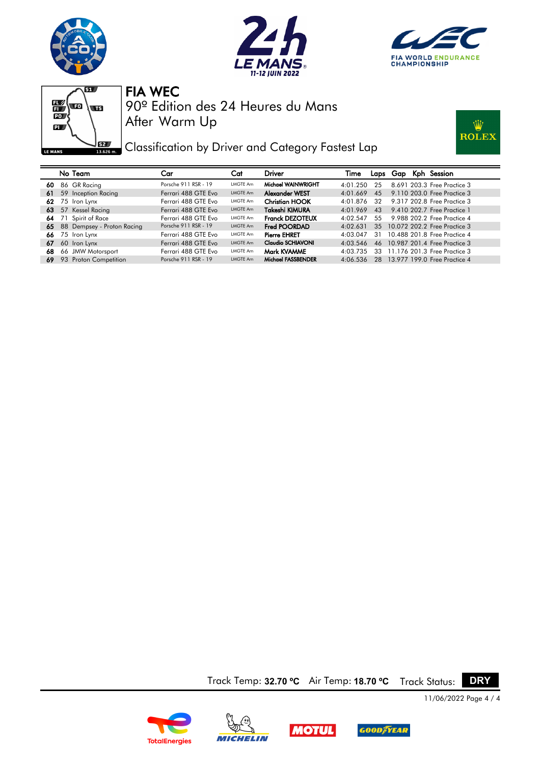# FIA WEC

90º Edition des 24 Heures du Mans

After Warm Up

Classification by Driver and Category Fastest Lap

| | No | Team | Car | Cat | Driver | Time | Laps | Gap | Kph | Session |
|---|---|---|---|---|---|---|---|---|---|---|
| 60 | 86 | GR Racing | Porsche 911 RSR - 19 | LMGTE Am | Michael WAINWRIGHT | 4:01.250 | 25 | 8.691 | 203.3 | Free Practice 3 |
| 61 | 59 | Inception Racing | Ferrari 488 GTE Evo | LMGTE Am | Alexander WEST | 4:01.669 | 45 | 9.110 | 203.0 | Free Practice 3 |
| 62 | 75 | Iron Lynx | Ferrari 488 GTE Evo | LMGTE Am | Christian HOOK | 4:01.876 | 32 | 9.317 | 202.8 | Free Practice 3 |
| 63 | 57 | Kessel Racing | Ferrari 488 GTE Evo | LMGTE Am | Takeshi KIMURA | 4:01.969 | 43 | 9.410 | 202.7 | Free Practice 1 |
| 64 | 71 | Spirit of Race | Ferrari 488 GTE Evo | LMGTE Am | Franck DEZOTEUX | 4:02.547 | 55 | 9.988 | 202.2 | Free Practice 4 |
| 65 | 88 | Dempsey - Proton Racing | Porsche 911 RSR - 19 | LMGTE Am | Fred POORDAD | 4:02.631 | 35 | 10.072 | 202.2 | Free Practice 3 |
| 66 | 75 | Iron Lynx | Ferrari 488 GTE Evo | LMGTE Am | Pierre EHRET | 4:03.047 | 31 | 10.488 | 201.8 | Free Practice 4 |
| 67 | 60 | Iron Lynx | Ferrari 488 GTE Evo | LMGTE Am | Claudio SCHIAVONI | 4:03.546 | 46 | 10.987 | 201.4 | Free Practice 3 |
| 68 | 66 | JMW Motorsport | Ferrari 488 GTE Evo | LMGTE Am | Mark KVAMME | 4:03.735 | 33 | 11.176 | 201.3 | Free Practice 3 |
| 69 | 93 | Proton Competition | Porsche 911 RSR - 19 | LMGTE Am | Michael FASSBENDER | 4:06.536 | 28 | 13.977 | 199.0 | Free Practice 4 |

Track Temp: **32.70 ºC** Air Temp: **18.70 ºC** Track Status: **DRY**

11/06/2022